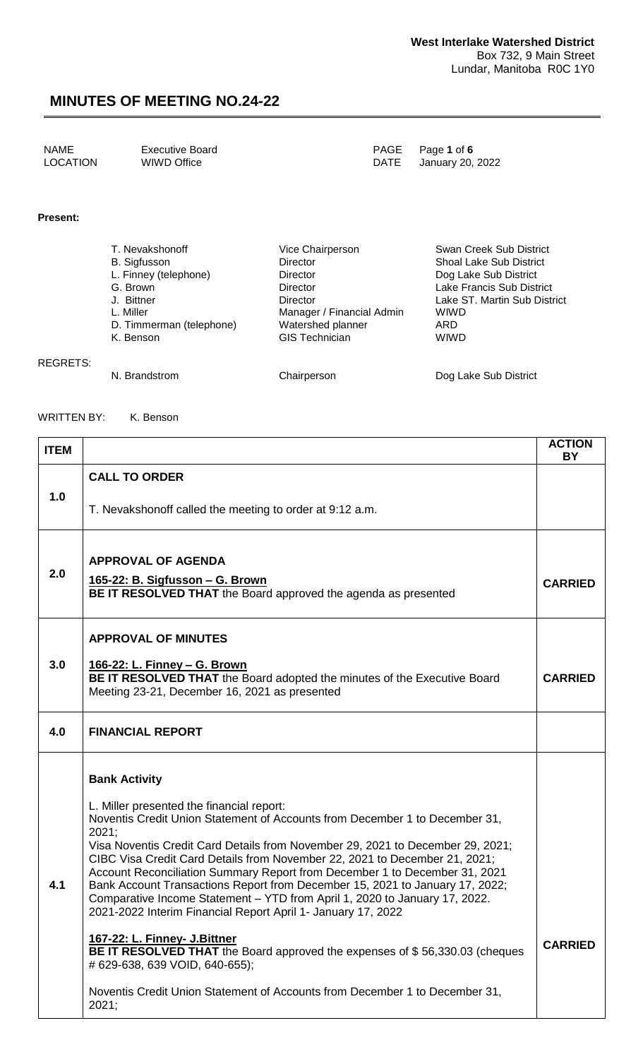**West Interlake Watershed District**
Box 732, 9 Main Street
Lundar, Manitoba R0C 1Y0

# MINUTES OF MEETING NO.24-22

| | | | |
|---|---|---|---|
| NAME | Executive Board | PAGE | Page **1** of **6** |
| LOCATION | WIWD Office | DATE | January 20, 2022 |

**Present:**

| | | |
|---|---|---|
| T. Nevakshonoff | Vice Chairperson | Swan Creek Sub District |
| B. Sigfusson | Director | Shoal Lake Sub District |
| L. Finney (telephone) | Director | Dog Lake Sub District |
| G. Brown | Director | Lake Francis Sub District |
| J. Bittner | Director | Lake ST. Martin Sub District |
| L. Miller | Manager / Financial Admin | WIWD |
| D. Timmerman (telephone) | Watershed planner | ARD |
| K. Benson | GIS Technician | WIWD |

REGRETS:

| | | |
|---|---|---|
| N. Brandstrom | Chairperson | Dog Lake Sub District |

WRITTEN BY: K. Benson

| ITEM | | ACTION BY |
|---|---|---|
| 1.0 | **CALL TO ORDER**<br><br>T. Nevakshonoff called the meeting to order at 9:12 a.m. | |
| 2.0 | **APPROVAL OF AGENDA**<br>**165-22: B. Sigfusson – G. Brown**<br>**BE IT RESOLVED THAT** the Board approved the agenda as presented | **CARRIED** |
| 3.0 | **APPROVAL OF MINUTES**<br><br>**166-22: L. Finney – G. Brown**<br>**BE IT RESOLVED THAT** the Board adopted the minutes of the Executive Board Meeting 23-21, December 16, 2021 as presented | **CARRIED** |
| 4.0 | **FINANCIAL REPORT** | |
| 4.1 | **Bank Activity**<br><br>L. Miller presented the financial report:<br>Noventis Credit Union Statement of Accounts from December 1 to December 31, 2021;<br>Visa Noventis Credit Card Details from November 29, 2021 to December 29, 2021;<br>CIBC Visa Credit Card Details from November 22, 2021 to December 21, 2021;<br>Account Reconciliation Summary Report from December 1 to December 31, 2021<br>Bank Account Transactions Report from December 15, 2021 to January 17, 2022;<br>Comparative Income Statement – YTD from April 1, 2020 to January 17, 2022.<br>2021-2022 Interim Financial Report April 1- January 17, 2022<br><br>**167-22: L. Finney- J.Bittner**<br>**BE IT RESOLVED THAT** the Board approved the expenses of $ 56,330.03 (cheques # 629-638, 639 VOID, 640-655);<br><br>Noventis Credit Union Statement of Accounts from December 1 to December 31, 2021; | **CARRIED** |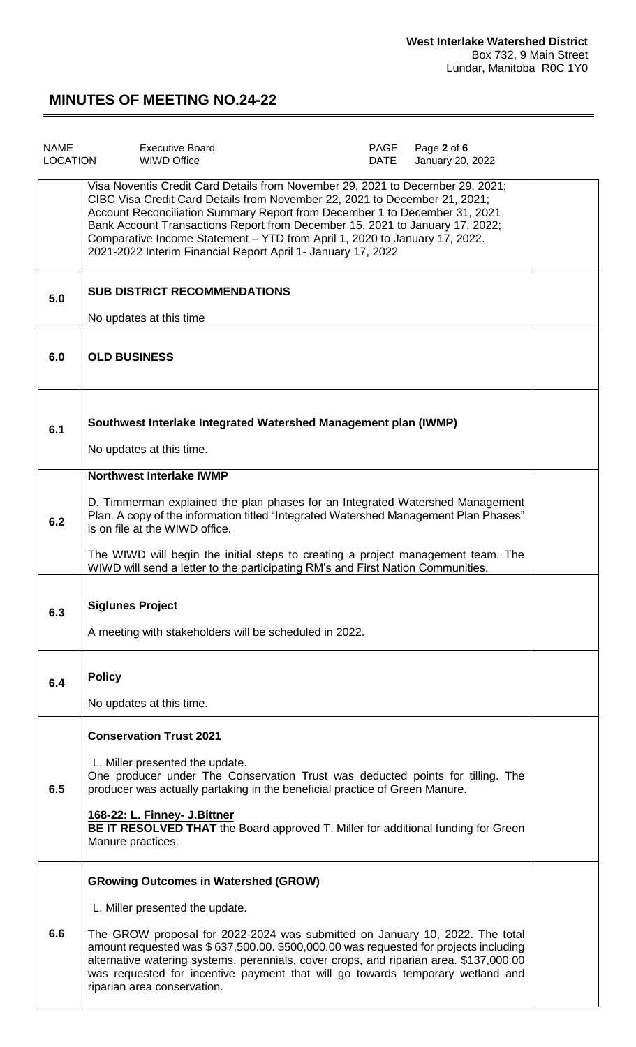| NAME | Executive Board | PAGE | Page **2** of **6** |
|---|---|---|---|
| LOCATION | WIWD Office | DATE | January 20, 2022 |

| | | |
|---|---|---|
| | Visa Noventis Credit Card Details from November 29, 2021 to December 29, 2021; CIBC Visa Credit Card Details from November 22, 2021 to December 21, 2021; Account Reconciliation Summary Report from December 1 to December 31, 2021 Bank Account Transactions Report from December 15, 2021 to January 17, 2022; Comparative Income Statement – YTD from April 1, 2020 to January 17, 2022. 2021-2022 Interim Financial Report April 1- January 17, 2022 | |
| **5.0** | **SUB DISTRICT RECOMMENDATIONS**<br><br>No updates at this time | |
| **6.0** | **OLD BUSINESS** | |
| **6.1** | **Southwest Interlake Integrated Watershed Management plan (IWMP)**<br><br>No updates at this time. | |
| **6.2** | **Northwest Interlake IWMP**<br><br>D. Timmerman explained the plan phases for an Integrated Watershed Management Plan. A copy of the information titled "Integrated Watershed Management Plan Phases" is on file at the WIWD office.<br><br>The WIWD will begin the initial steps to creating a project management team. The WIWD will send a letter to the participating RM's and First Nation Communities. | |
| **6.3** | **Siglunes Project**<br><br>A meeting with stakeholders will be scheduled in 2022. | |
| **6.4** | **Policy**<br><br>No updates at this time. | |
| **6.5** | **Conservation Trust 2021**<br><br>L. Miller presented the update.<br>One producer under The Conservation Trust was deducted points for tilling. The producer was actually partaking in the beneficial practice of Green Manure.<br><br>**168-22: L. Finney- J.Bittner**<br>**BE IT RESOLVED THAT** the Board approved T. Miller for additional funding for Green Manure practices. | |
| **6.6** | **GRowing Outcomes in Watershed (GROW)**<br><br>L. Miller presented the update.<br><br>The GROW proposal for 2022-2024 was submitted on January 10, 2022. The total amount requested was $ 637,500.00. $500,000.00 was requested for projects including alternative watering systems, perennials, cover crops, and riparian area. $137,000.00 was requested for incentive payment that will go towards temporary wetland and riparian area conservation. | |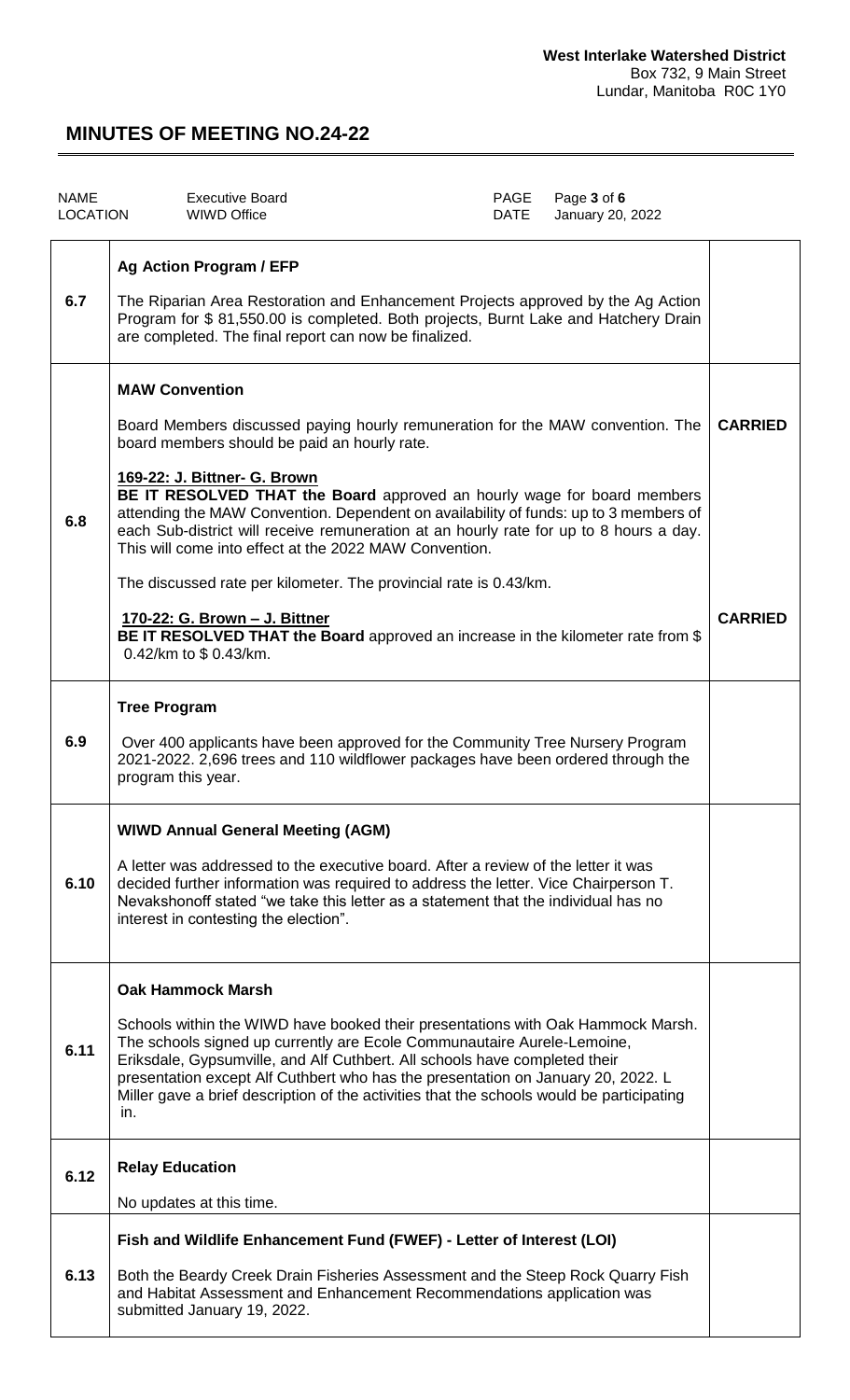| NAME | Executive Board | PAGE | Page 3 of 6 |
|---|---|---|---|
| LOCATION | WIWD Office | DATE | January 20, 2022 |

| | | |
|---|---|---|
| 6.7 | **Ag Action Program / EFP**<br><br>The Riparian Area Restoration and Enhancement Projects approved by the Ag Action Program for $ 81,550.00 is completed. Both projects, Burnt Lake and Hatchery Drain are completed. The final report can now be finalized. | |
| 6.8 | **MAW Convention**<br><br>Board Members discussed paying hourly remuneration for the MAW convention. The board members should be paid an hourly rate.<br><br>**169-22: J. Bittner- G. Brown**<br>**BE IT RESOLVED THAT the Board** approved an hourly wage for board members attending the MAW Convention. Dependent on availability of funds: up to 3 members of each Sub-district will receive remuneration at an hourly rate for up to 8 hours a day. This will come into effect at the 2022 MAW Convention.<br><br>The discussed rate per kilometer. The provincial rate is 0.43/km.<br><br>**170-22: G. Brown – J. Bittner**<br>**BE IT RESOLVED THAT the Board** approved an increase in the kilometer rate from $ 0.42/km to $ 0.43/km. | **CARRIED**<br><br>**CARRIED** |
| 6.9 | **Tree Program**<br><br>Over 400 applicants have been approved for the Community Tree Nursery Program 2021-2022. 2,696 trees and 110 wildflower packages have been ordered through the program this year. | |
| 6.10 | **WIWD Annual General Meeting (AGM)**<br><br>A letter was addressed to the executive board. After a review of the letter it was decided further information was required to address the letter. Vice Chairperson T. Nevakshonoff stated "we take this letter as a statement that the individual has no interest in contesting the election". | |
| 6.11 | **Oak Hammock Marsh**<br><br>Schools within the WIWD have booked their presentations with Oak Hammock Marsh. The schools signed up currently are Ecole Communautaire Aurele-Lemoine, Eriksdale, Gypsumville, and Alf Cuthbert. All schools have completed their presentation except Alf Cuthbert who has the presentation on January 20, 2022. L Miller gave a brief description of the activities that the schools would be participating in. | |
| 6.12 | **Relay Education**<br><br>No updates at this time. | |
| 6.13 | **Fish and Wildlife Enhancement Fund (FWEF) - Letter of Interest (LOI)**<br><br>Both the Beardy Creek Drain Fisheries Assessment and the Steep Rock Quarry Fish and Habitat Assessment and Enhancement Recommendations application was submitted January 19, 2022. | |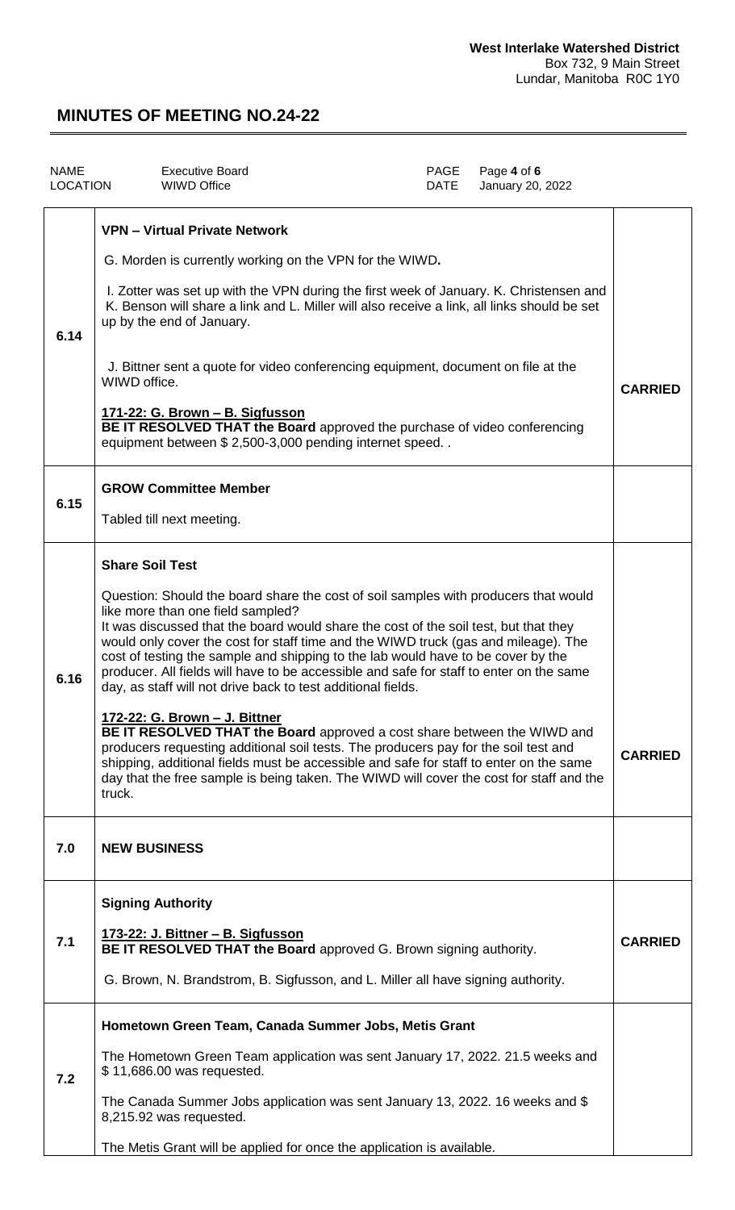**West Interlake Watershed District**
Box 732, 9 Main Street
Lundar, Manitoba R0C 1Y0

# MINUTES OF MEETING NO.24-22

| NAME | Executive Board | PAGE | Page 4 of 6 |
|---|---|---|---|
| LOCATION | WIWD Office | DATE | January 20, 2022 |

| | | |
|---|---|---|
| 6.14 | **VPN – Virtual Private Network**<br><br>G. Morden is currently working on the VPN for the WIWD**.**<br><br>I. Zotter was set up with the VPN during the first week of January. K. Christensen and K. Benson will share a link and L. Miller will also receive a link, all links should be set up by the end of January.<br><br>J. Bittner sent a quote for video conferencing equipment, document on file at the WIWD office.<br><br>**171-22: G. Brown – B. Sigfusson**<br>**BE IT RESOLVED THAT the Board** approved the purchase of video conferencing equipment between $ 2,500-3,000 pending internet speed. . | **CARRIED** |
| 6.15 | **GROW Committee Member**<br><br>Tabled till next meeting. | |
| 6.16 | **Share Soil Test**<br><br>Question: Should the board share the cost of soil samples with producers that would like more than one field sampled?<br>It was discussed that the board would share the cost of the soil test, but that they would only cover the cost for staff time and the WIWD truck (gas and mileage). The cost of testing the sample and shipping to the lab would have to be cover by the producer. All fields will have to be accessible and safe for staff to enter on the same day, as staff will not drive back to test additional fields.<br><br>**172-22: G. Brown – J. Bittner**<br>**BE IT RESOLVED THAT the Board** approved a cost share between the WIWD and producers requesting additional soil tests. The producers pay for the soil test and shipping, additional fields must be accessible and safe for staff to enter on the same day that the free sample is being taken. The WIWD will cover the cost for staff and the truck. | **CARRIED** |
| 7.0 | **NEW BUSINESS** | |
| 7.1 | **Signing Authority**<br><br>**173-22: J. Bittner – B. Sigfusson**<br>**BE IT RESOLVED THAT the Board** approved G. Brown signing authority.<br><br>G. Brown, N. Brandstrom, B. Sigfusson, and L. Miller all have signing authority. | **CARRIED** |
| 7.2 | **Hometown Green Team, Canada Summer Jobs, Metis Grant**<br><br>The Hometown Green Team application was sent January 17, 2022. 21.5 weeks and $ 11,686.00 was requested.<br><br>The Canada Summer Jobs application was sent January 13, 2022. 16 weeks and $ 8,215.92 was requested.<br><br>The Metis Grant will be applied for once the application is available. | |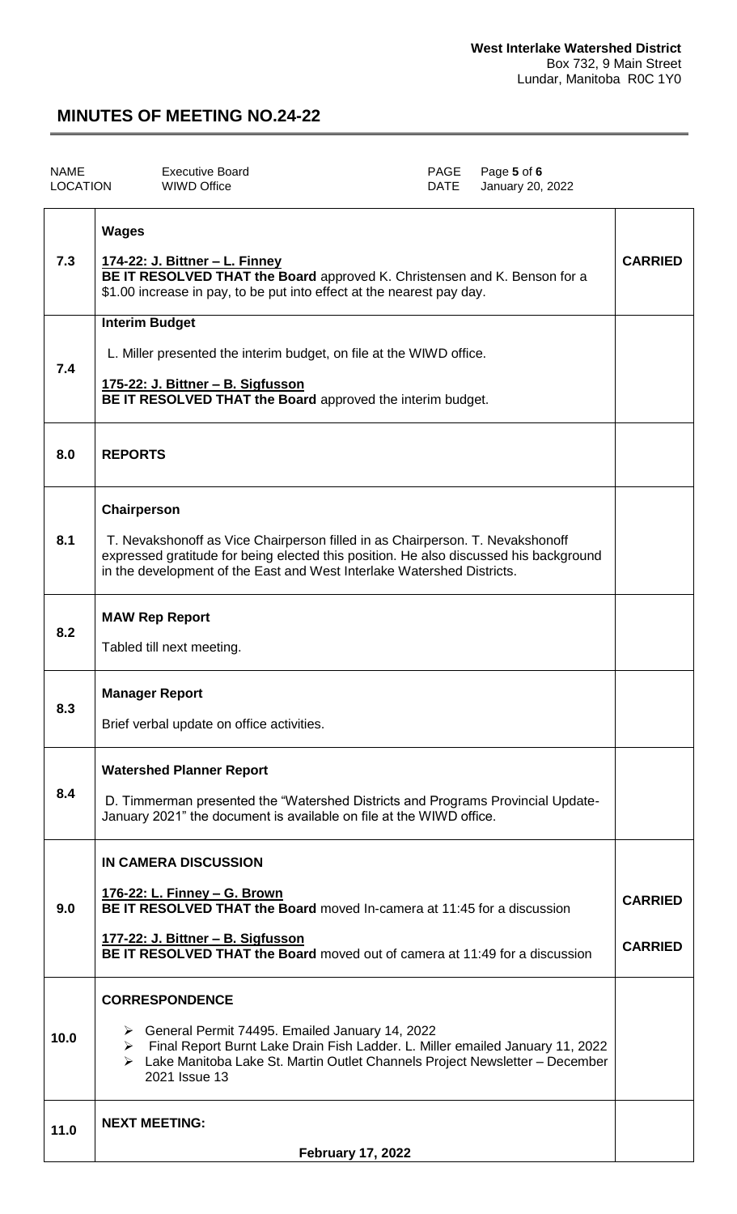**West Interlake Watershed District**
Box 732, 9 Main Street
Lundar, Manitoba R0C 1Y0

# MINUTES OF MEETING NO.24-22

| NAME | Executive Board | PAGE | Page **5** of **6** |
|---|---|---|---|
| LOCATION | WIWD Office | DATE | January 20, 2022 |

| | | |
|---|---|---|
| 7.3 | **Wages**<br><br>**<u>174-22: J. Bittner – L. Finney</u>**<br>**BE IT RESOLVED THAT the Board** approved K. Christensen and K. Benson for a $1.00 increase in pay, to be put into effect at the nearest pay day. | **CARRIED** |
| 7.4 | **Interim Budget**<br><br>L. Miller presented the interim budget, on file at the WIWD office.<br><br>**<u>175-22: J. Bittner – B. Sigfusson</u>**<br>**BE IT RESOLVED THAT the Board** approved the interim budget. | |
| 8.0 | **REPORTS** | |
| 8.1 | **Chairperson**<br><br>T. Nevakshonoff as Vice Chairperson filled in as Chairperson. T. Nevakshonoff expressed gratitude for being elected this position. He also discussed his background in the development of the East and West Interlake Watershed Districts. | |
| 8.2 | **MAW Rep Report**<br><br>Tabled till next meeting. | |
| 8.3 | **Manager Report**<br><br>Brief verbal update on office activities. | |
| 8.4 | **Watershed Planner Report**<br><br>D. Timmerman presented the "Watershed Districts and Programs Provincial Update-January 2021" the document is available on file at the WIWD office. | |
| 9.0 | **IN CAMERA DISCUSSION**<br><br>**<u>176-22: L. Finney – G. Brown</u>**<br>**BE IT RESOLVED THAT the Board** moved In-camera at 11:45 for a discussion<br><br>**<u>177-22: J. Bittner – B. Sigfusson</u>**<br>**BE IT RESOLVED THAT the Board** moved out of camera at 11:49 for a discussion | **CARRIED**<br><br>**CARRIED** |
| 10.0 | **CORRESPONDENCE**<br><br>➢ General Permit 74495. Emailed January 14, 2022<br>➢ Final Report Burnt Lake Drain Fish Ladder. L. Miller emailed January 11, 2022<br>➢ Lake Manitoba Lake St. Martin Outlet Channels Project Newsletter – December 2021 Issue 13 | |
| 11.0 | **NEXT MEETING:**<br><br>**February 17, 2022** | |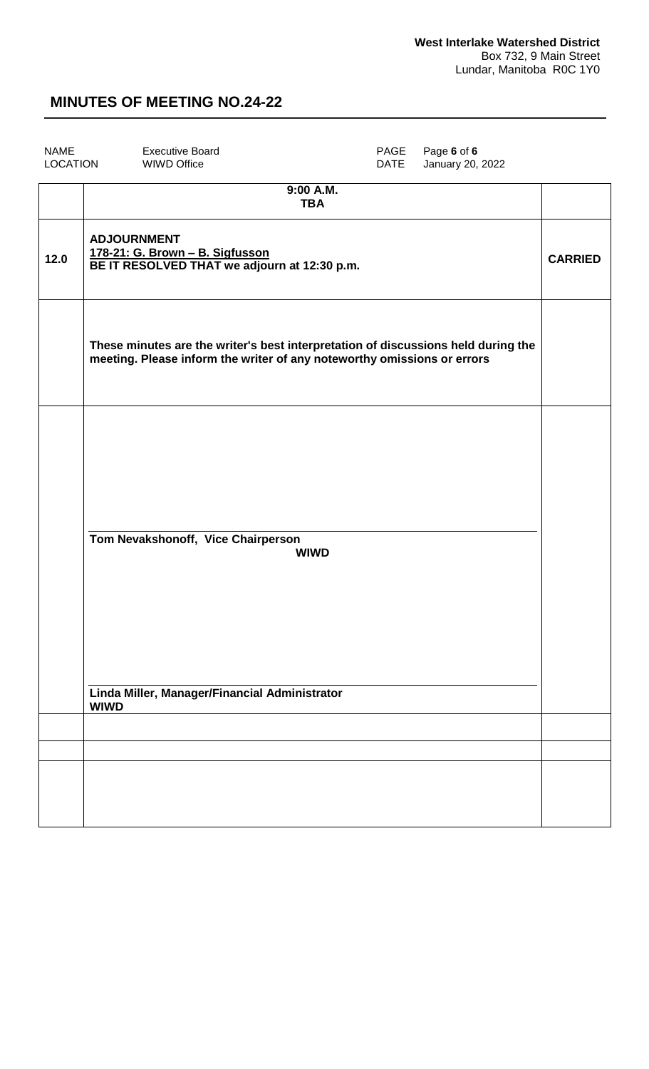**West Interlake Watershed District**
Box 732, 9 Main Street
Lundar, Manitoba R0C 1Y0

## MINUTES OF MEETING NO.24-22

| | | | |
|---|---|---|---|
| NAME | Executive Board | DATE | January 20, 2022 |
| LOCATION | WIWD Office | | |

| | | |
|---|---|---|
| | **9:00 A.M.**<br>**TBA** | |
| **12.0** | **ADJOURNMENT**<br>**178-21: G. Brown – B. Sigfusson**<br>**BE IT RESOLVED THAT we adjourn at 12:30 p.m.** | **CARRIED** |
| | **These minutes are the writer's best interpretation of discussions held during the meeting. Please inform the writer of any noteworthy omissions or errors** | |
| | **Tom Nevakshonoff, Vice Chairperson**<br>**WIWD** | |
| | **Linda Miller, Manager/Financial Administrator**<br>**WIWD** | |